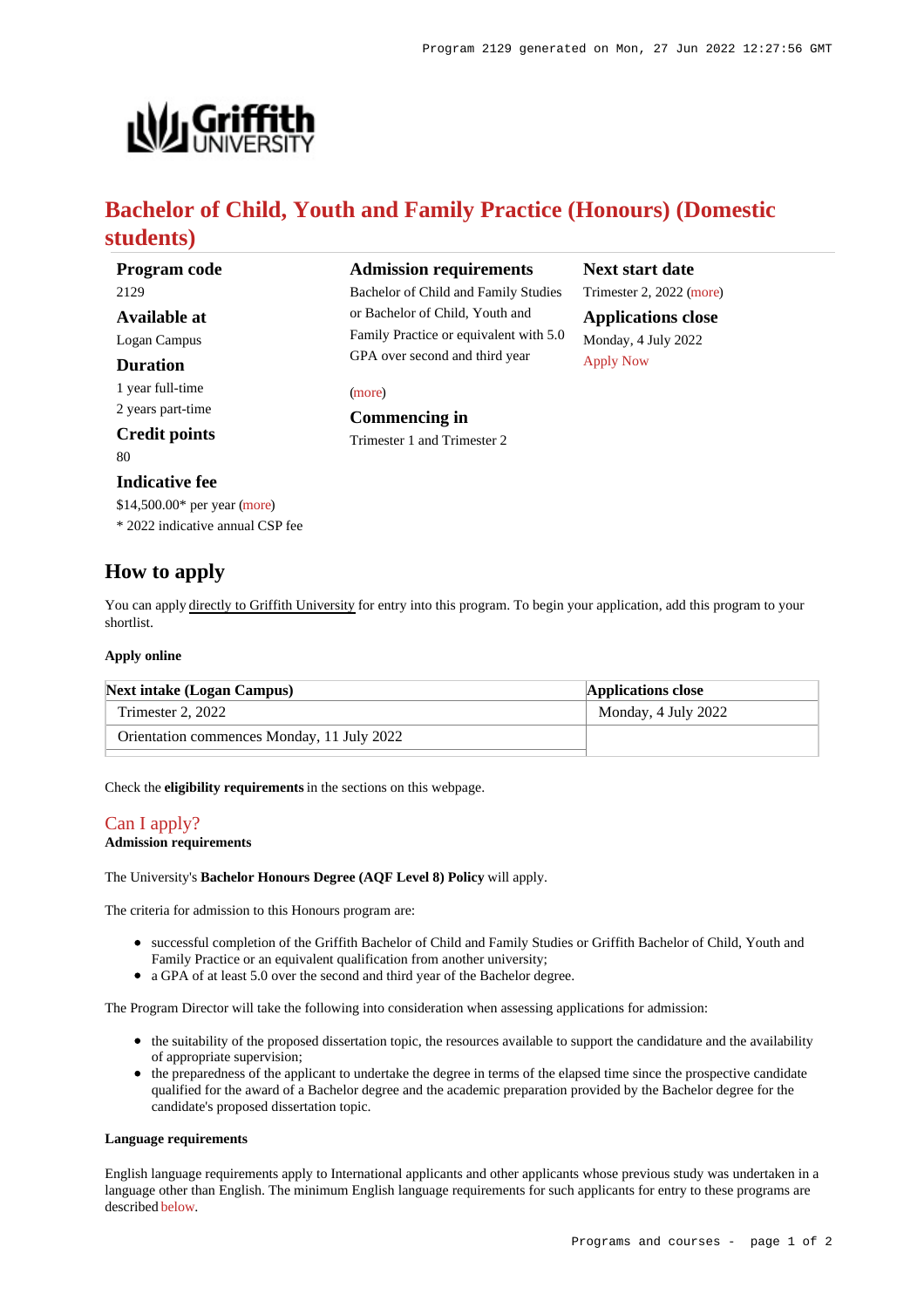# Bachelor of Child, Youth and Family Practice (Honours) (Domestic students)

**Program code**
2129

**Available at**
Logan Campus

**Duration**
1 year full-time
2 years part-time

**Credit points**
80

**Indicative fee**
$14,500.00* per year (more)
* 2022 indicative annual CSP fee

**Admission requirements**
Bachelor of Child and Family Studies or Bachelor of Child, Youth and Family Practice or equivalent with 5.0 GPA over second and third year

(more)

**Commencing in**
Trimester 1 and Trimester 2

**Next start date**
Trimester 2, 2022 (more)

**Applications close**
Monday, 4 July 2022
Apply Now

## How to apply

You can apply directly to Griffith University for entry into this program. To begin your application, add this program to your shortlist.

#### Apply online

| Next intake (Logan Campus) | Applications close |
| --- | --- |
| Trimester 2, 2022 | Monday, 4 July 2022 |
| Orientation commences Monday, 11 July 2022 | |

Check the **eligibility requirements** in the sections on this webpage.

### Can I apply?

**Admission requirements**

The University's **Bachelor Honours Degree (AQF Level 8) Policy** will apply.

The criteria for admission to this Honours program are:

- successful completion of the Griffith Bachelor of Child and Family Studies or Griffith Bachelor of Child, Youth and Family Practice or an equivalent qualification from another university;
- a GPA of at least 5.0 over the second and third year of the Bachelor degree.

The Program Director will take the following into consideration when assessing applications for admission:

- the suitability of the proposed dissertation topic, the resources available to support the candidature and the availability of appropriate supervision;
- the preparedness of the applicant to undertake the degree in terms of the elapsed time since the prospective candidate qualified for the award of a Bachelor degree and the academic preparation provided by the Bachelor degree for the candidate's proposed dissertation topic.

#### Language requirements

English language requirements apply to International applicants and other applicants whose previous study was undertaken in a language other than English. The minimum English language requirements for such applicants for entry to these programs are described below.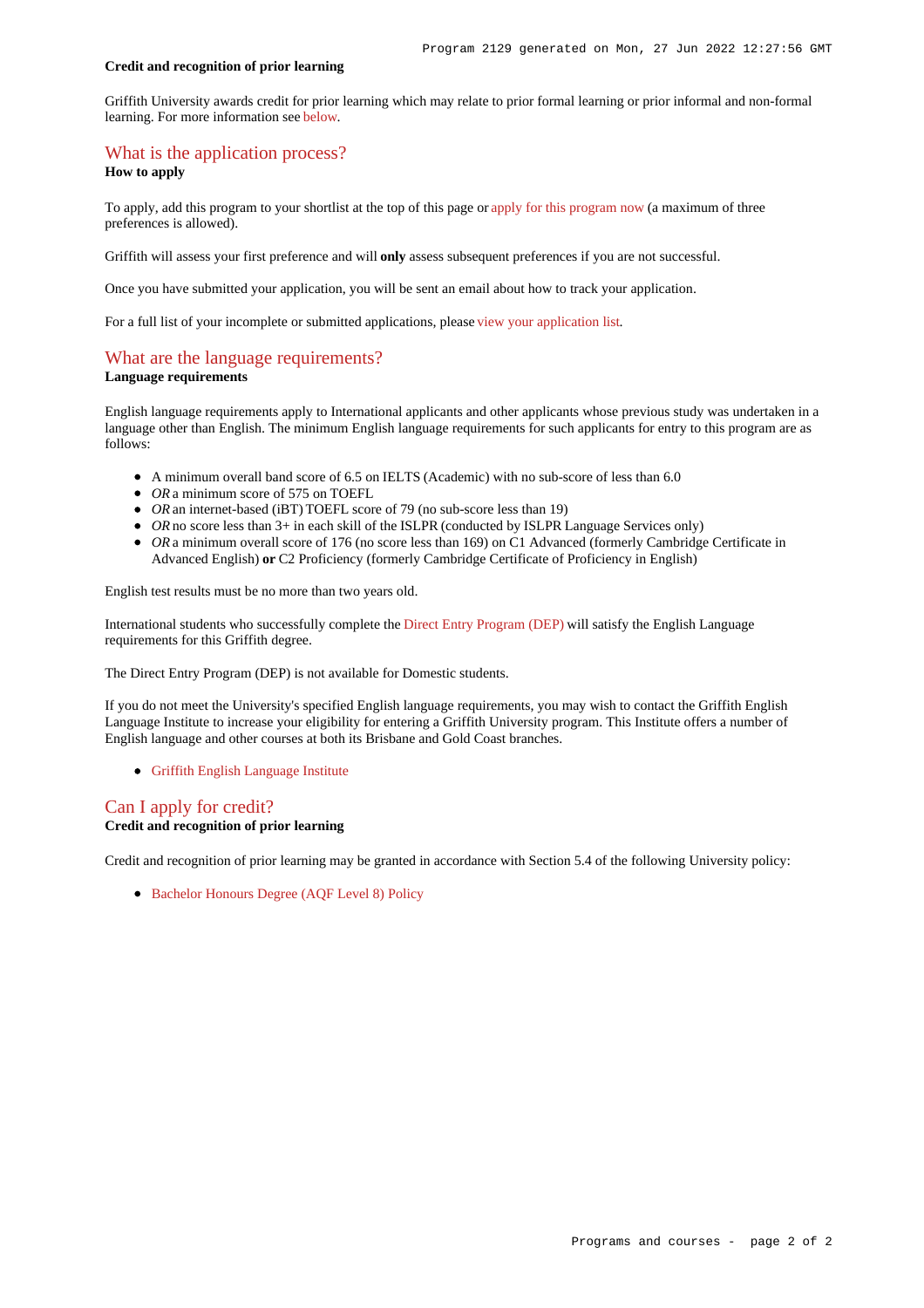**Credit and recognition of prior learning**

Griffith University awards credit for prior learning which may relate to prior formal learning or prior informal and non-formal learning. For more information see below.

## What is the application process?

**How to apply**

To apply, add this program to your shortlist at the top of this page or apply for this program now (a maximum of three preferences is allowed).

Griffith will assess your first preference and will **only** assess subsequent preferences if you are not successful.

Once you have submitted your application, you will be sent an email about how to track your application.

For a full list of your incomplete or submitted applications, please view your application list.

## What are the language requirements?

**Language requirements**

English language requirements apply to International applicants and other applicants whose previous study was undertaken in a language other than English. The minimum English language requirements for such applicants for entry to this program are as follows:

- A minimum overall band score of 6.5 on IELTS (Academic) with no sub-score of less than 6.0
- *OR* a minimum score of 575 on TOEFL
- *OR* an internet-based (iBT) TOEFL score of 79 (no sub-score less than 19)
- *OR* no score less than 3+ in each skill of the ISLPR (conducted by ISLPR Language Services only)
- *OR* a minimum overall score of 176 (no score less than 169) on C1 Advanced (formerly Cambridge Certificate in Advanced English) **or** C2 Proficiency (formerly Cambridge Certificate of Proficiency in English)

English test results must be no more than two years old.

International students who successfully complete the Direct Entry Program (DEP) will satisfy the English Language requirements for this Griffith degree.

The Direct Entry Program (DEP) is not available for Domestic students.

If you do not meet the University's specified English language requirements, you may wish to contact the Griffith English Language Institute to increase your eligibility for entering a Griffith University program. This Institute offers a number of English language and other courses at both its Brisbane and Gold Coast branches.

- Griffith English Language Institute

## Can I apply for credit?

**Credit and recognition of prior learning**

Credit and recognition of prior learning may be granted in accordance with Section 5.4 of the following University policy:

- Bachelor Honours Degree (AQF Level 8) Policy